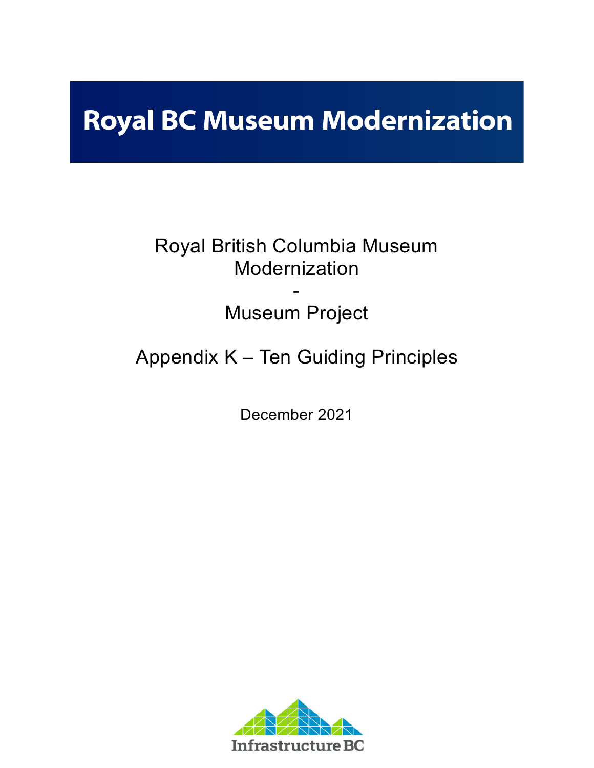# Royal BC Museum Modernization

Royal British Columbia Museum Modernization

-

Museum Project

Appendix K – Ten Guiding Principles

December 2021

Infrastructure BC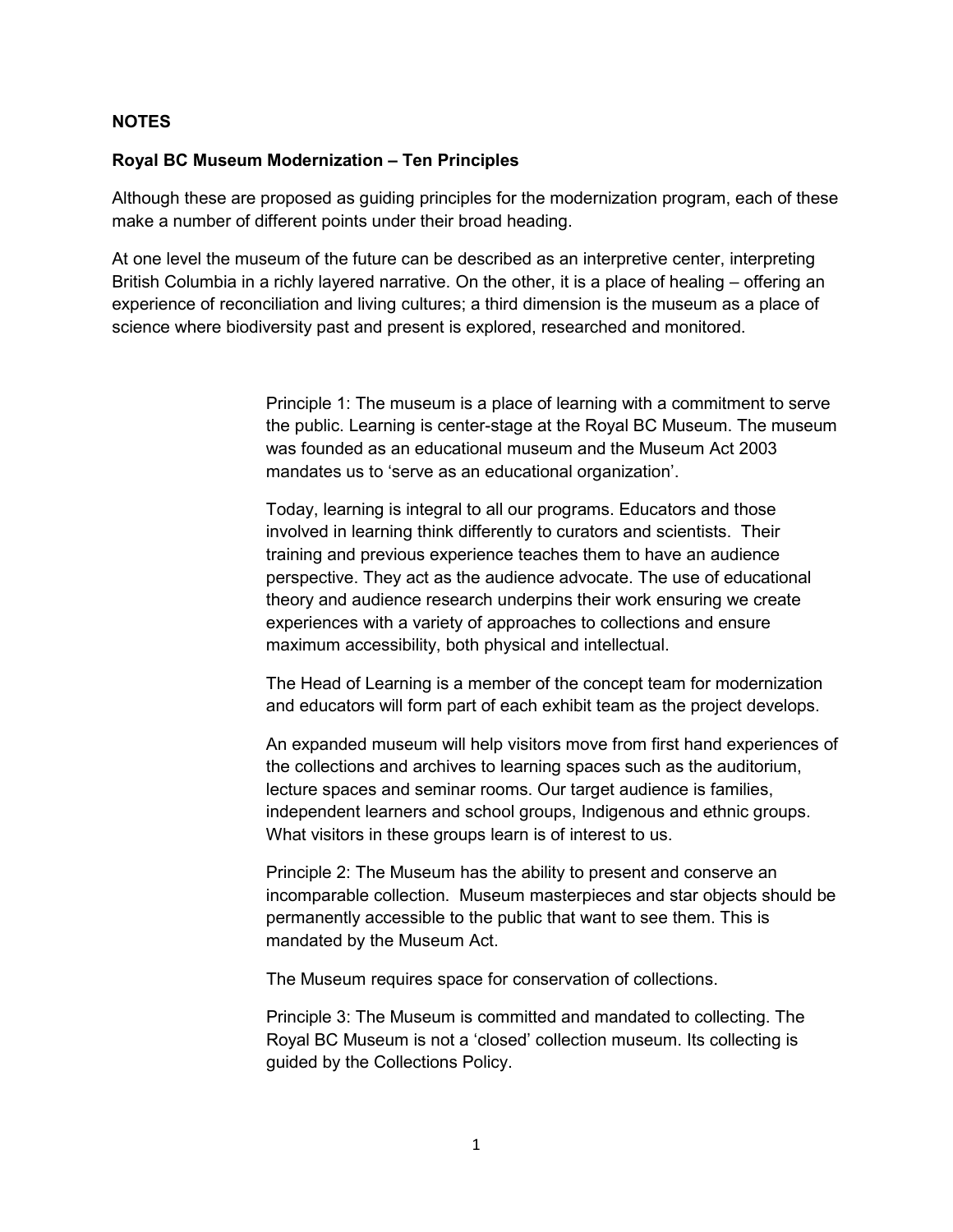**NOTES**

**Royal BC Museum Modernization – Ten Principles**

Although these are proposed as guiding principles for the modernization program, each of these make a number of different points under their broad heading.

At one level the museum of the future can be described as an interpretive center, interpreting British Columbia in a richly layered narrative. On the other, it is a place of healing – offering an experience of reconciliation and living cultures; a third dimension is the museum as a place of science where biodiversity past and present is explored, researched and monitored.

Principle 1: The museum is a place of learning with a commitment to serve the public. Learning is center-stage at the Royal BC Museum. The museum was founded as an educational museum and the Museum Act 2003 mandates us to 'serve as an educational organization'.

Today, learning is integral to all our programs. Educators and those involved in learning think differently to curators and scientists. Their training and previous experience teaches them to have an audience perspective. They act as the audience advocate. The use of educational theory and audience research underpins their work ensuring we create experiences with a variety of approaches to collections and ensure maximum accessibility, both physical and intellectual.

The Head of Learning is a member of the concept team for modernization and educators will form part of each exhibit team as the project develops.

An expanded museum will help visitors move from first hand experiences of the collections and archives to learning spaces such as the auditorium, lecture spaces and seminar rooms. Our target audience is families, independent learners and school groups, Indigenous and ethnic groups. What visitors in these groups learn is of interest to us.

Principle 2: The Museum has the ability to present and conserve an incomparable collection. Museum masterpieces and star objects should be permanently accessible to the public that want to see them. This is mandated by the Museum Act.

The Museum requires space for conservation of collections.

Principle 3: The Museum is committed and mandated to collecting. The Royal BC Museum is not a 'closed' collection museum. Its collecting is guided by the Collections Policy.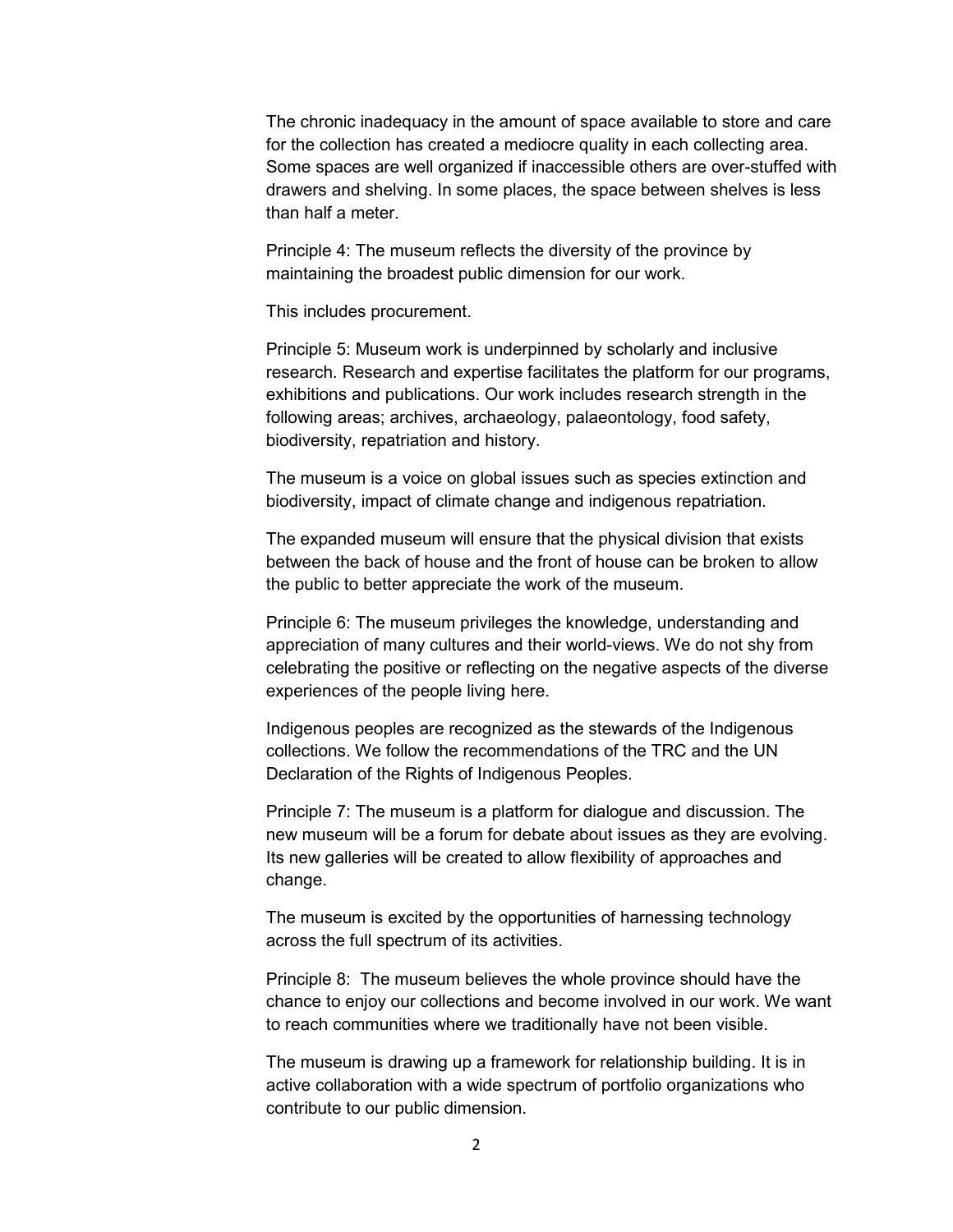The chronic inadequacy in the amount of space available to store and care for the collection has created a mediocre quality in each collecting area. Some spaces are well organized if inaccessible others are over-stuffed with drawers and shelving. In some places, the space between shelves is less than half a meter.

Principle 4: The museum reflects the diversity of the province by maintaining the broadest public dimension for our work.

This includes procurement.

Principle 5: Museum work is underpinned by scholarly and inclusive research. Research and expertise facilitates the platform for our programs, exhibitions and publications. Our work includes research strength in the following areas; archives, archaeology, palaeontology, food safety, biodiversity, repatriation and history.

The museum is a voice on global issues such as species extinction and biodiversity, impact of climate change and indigenous repatriation.

The expanded museum will ensure that the physical division that exists between the back of house and the front of house can be broken to allow the public to better appreciate the work of the museum.

Principle 6: The museum privileges the knowledge, understanding and appreciation of many cultures and their world-views. We do not shy from celebrating the positive or reflecting on the negative aspects of the diverse experiences of the people living here.

Indigenous peoples are recognized as the stewards of the Indigenous collections. We follow the recommendations of the TRC and the UN Declaration of the Rights of Indigenous Peoples.

Principle 7: The museum is a platform for dialogue and discussion. The new museum will be a forum for debate about issues as they are evolving. Its new galleries will be created to allow flexibility of approaches and change.

The museum is excited by the opportunities of harnessing technology across the full spectrum of its activities.

Principle 8: The museum believes the whole province should have the chance to enjoy our collections and become involved in our work. We want to reach communities where we traditionally have not been visible.

The museum is drawing up a framework for relationship building. It is in active collaboration with a wide spectrum of portfolio organizations who contribute to our public dimension.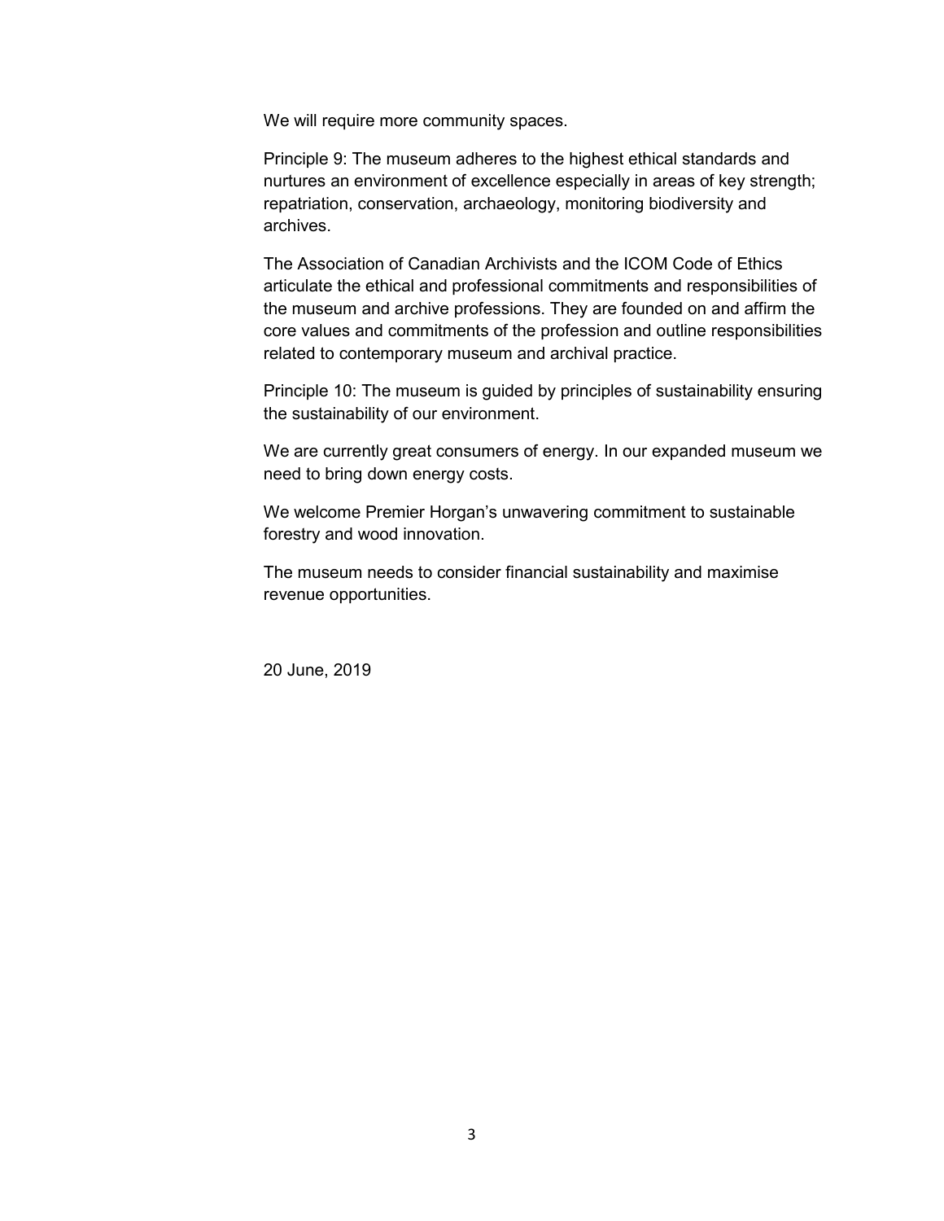We will require more community spaces.

Principle 9: The museum adheres to the highest ethical standards and nurtures an environment of excellence especially in areas of key strength; repatriation, conservation, archaeology, monitoring biodiversity and archives.

The Association of Canadian Archivists and the ICOM Code of Ethics articulate the ethical and professional commitments and responsibilities of the museum and archive professions. They are founded on and affirm the core values and commitments of the profession and outline responsibilities related to contemporary museum and archival practice.

Principle 10: The museum is guided by principles of sustainability ensuring the sustainability of our environment.

We are currently great consumers of energy. In our expanded museum we need to bring down energy costs.

We welcome Premier Horgan's unwavering commitment to sustainable forestry and wood innovation.

The museum needs to consider financial sustainability and maximise revenue opportunities.

20 June, 2019